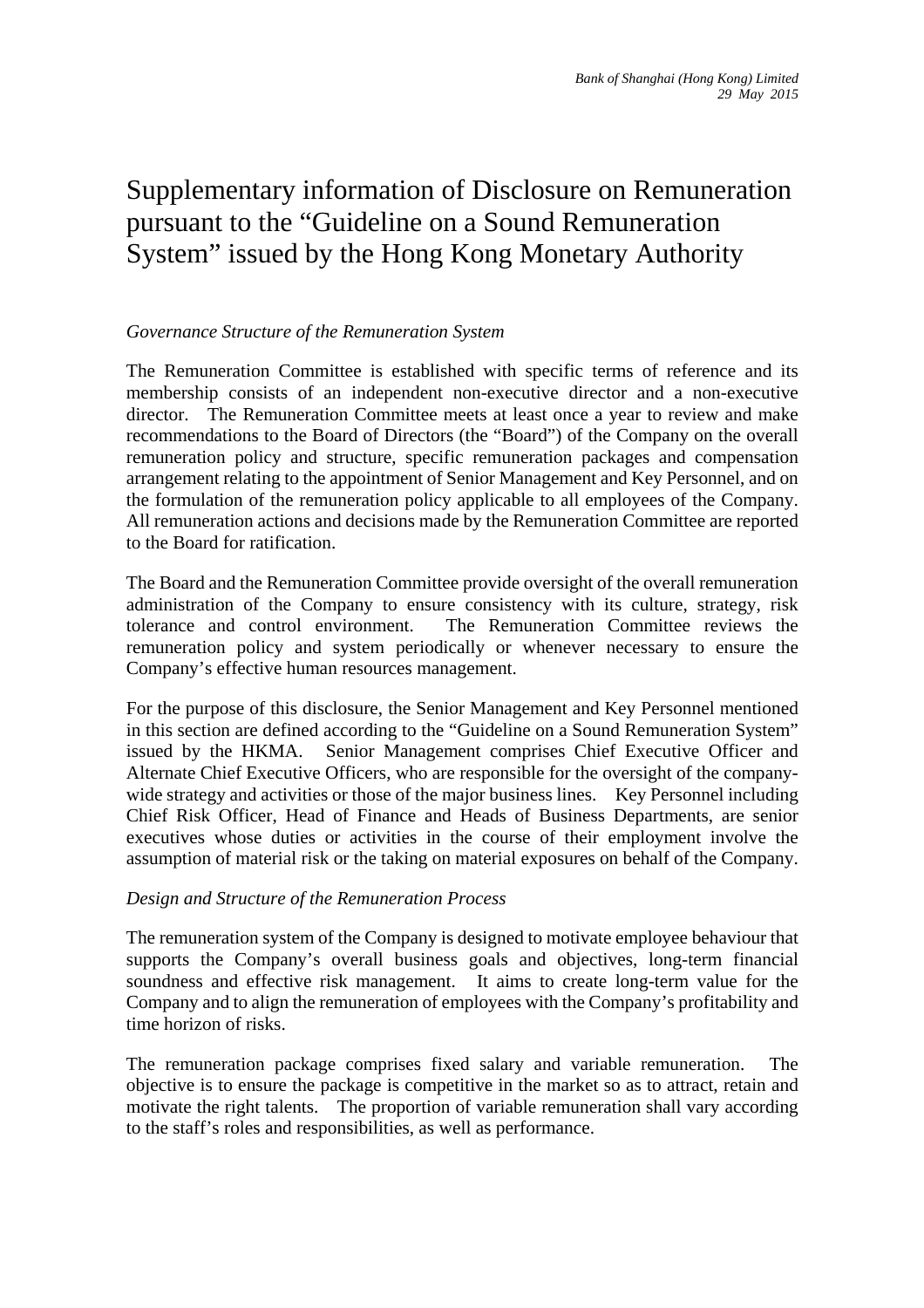*Bank of Shanghai (Hong Kong) Limited*
*29 May 2015*

# Supplementary information of Disclosure on Remuneration pursuant to the "Guideline on a Sound Remuneration System" issued by the Hong Kong Monetary Authority

*Governance Structure of the Remuneration System*

The Remuneration Committee is established with specific terms of reference and its membership consists of an independent non-executive director and a non-executive director. The Remuneration Committee meets at least once a year to review and make recommendations to the Board of Directors (the "Board") of the Company on the overall remuneration policy and structure, specific remuneration packages and compensation arrangement relating to the appointment of Senior Management and Key Personnel, and on the formulation of the remuneration policy applicable to all employees of the Company. All remuneration actions and decisions made by the Remuneration Committee are reported to the Board for ratification.

The Board and the Remuneration Committee provide oversight of the overall remuneration administration of the Company to ensure consistency with its culture, strategy, risk tolerance and control environment. The Remuneration Committee reviews the remuneration policy and system periodically or whenever necessary to ensure the Company's effective human resources management.

For the purpose of this disclosure, the Senior Management and Key Personnel mentioned in this section are defined according to the "Guideline on a Sound Remuneration System" issued by the HKMA. Senior Management comprises Chief Executive Officer and Alternate Chief Executive Officers, who are responsible for the oversight of the company-wide strategy and activities or those of the major business lines. Key Personnel including Chief Risk Officer, Head of Finance and Heads of Business Departments, are senior executives whose duties or activities in the course of their employment involve the assumption of material risk or the taking on material exposures on behalf of the Company.

*Design and Structure of the Remuneration Process*

The remuneration system of the Company is designed to motivate employee behaviour that supports the Company's overall business goals and objectives, long-term financial soundness and effective risk management. It aims to create long-term value for the Company and to align the remuneration of employees with the Company's profitability and time horizon of risks.

The remuneration package comprises fixed salary and variable remuneration. The objective is to ensure the package is competitive in the market so as to attract, retain and motivate the right talents. The proportion of variable remuneration shall vary according to the staff's roles and responsibilities, as well as performance.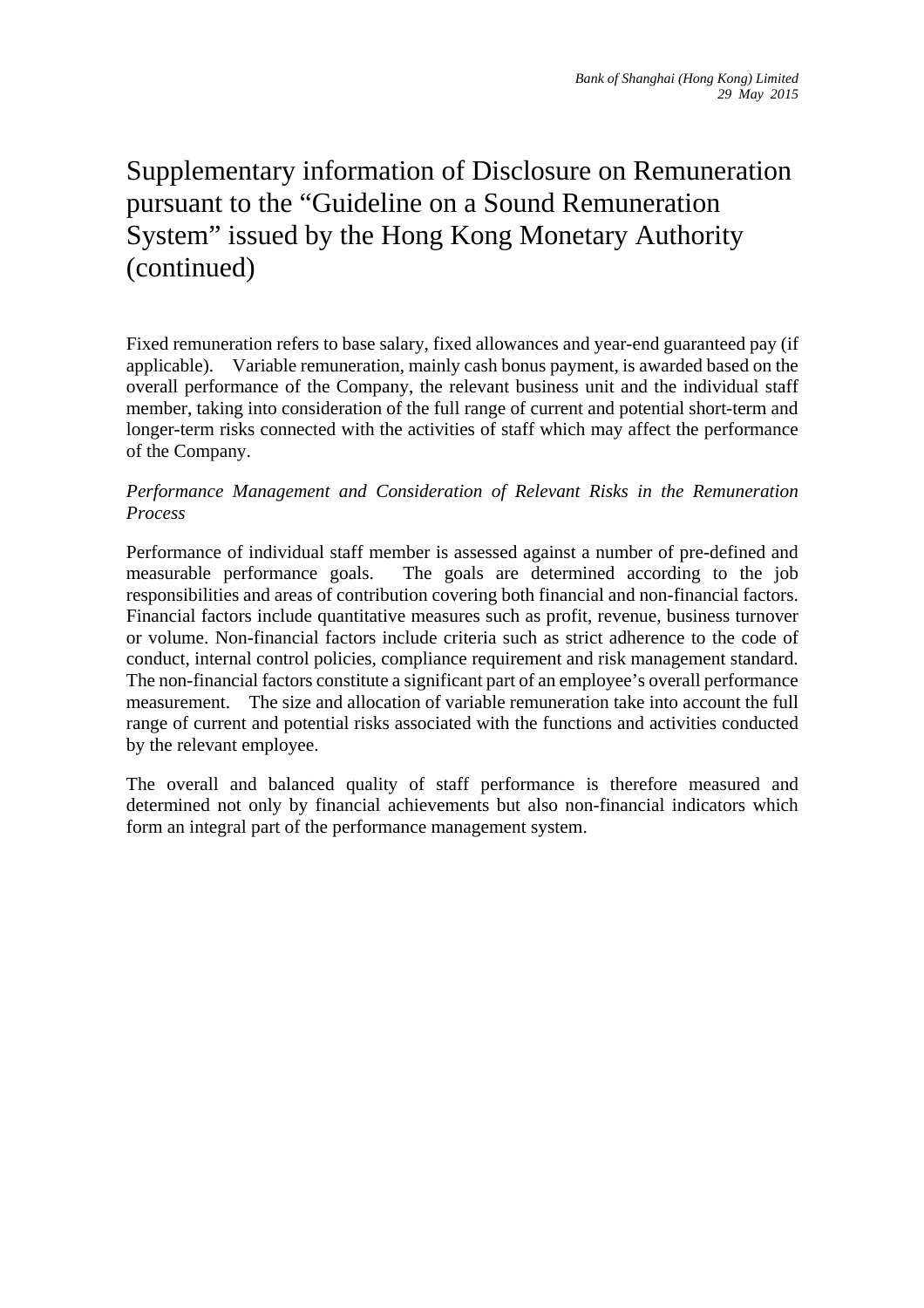# Supplementary information of Disclosure on Remuneration pursuant to the "Guideline on a Sound Remuneration System" issued by the Hong Kong Monetary Authority (continued)

Fixed remuneration refers to base salary, fixed allowances and year-end guaranteed pay (if applicable). Variable remuneration, mainly cash bonus payment, is awarded based on the overall performance of the Company, the relevant business unit and the individual staff member, taking into consideration of the full range of current and potential short-term and longer-term risks connected with the activities of staff which may affect the performance of the Company.

*Performance Management and Consideration of Relevant Risks in the Remuneration Process*

Performance of individual staff member is assessed against a number of pre-defined and measurable performance goals. The goals are determined according to the job responsibilities and areas of contribution covering both financial and non-financial factors. Financial factors include quantitative measures such as profit, revenue, business turnover or volume. Non-financial factors include criteria such as strict adherence to the code of conduct, internal control policies, compliance requirement and risk management standard. The non-financial factors constitute a significant part of an employee's overall performance measurement. The size and allocation of variable remuneration take into account the full range of current and potential risks associated with the functions and activities conducted by the relevant employee.

The overall and balanced quality of staff performance is therefore measured and determined not only by financial achievements but also non-financial indicators which form an integral part of the performance management system.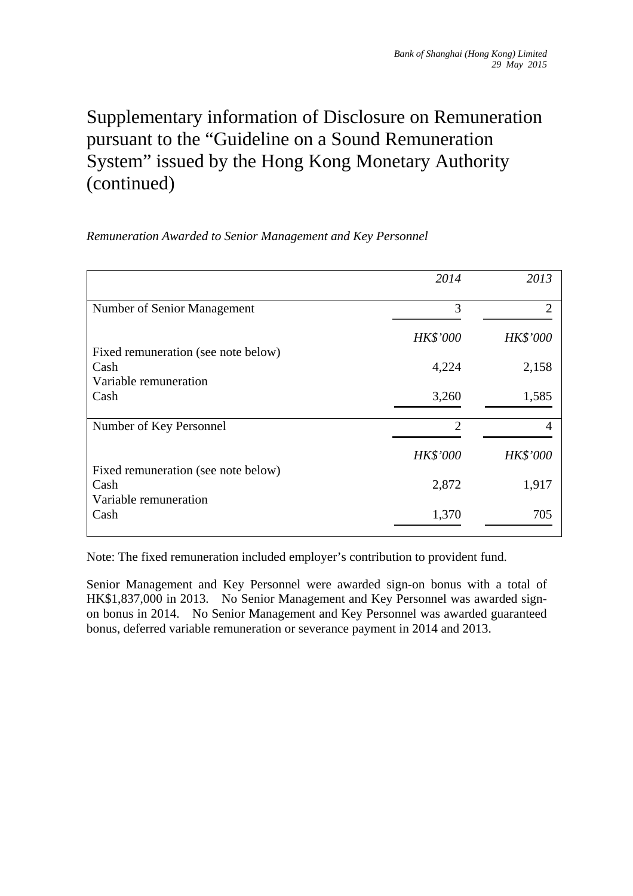# Supplementary information of Disclosure on Remuneration pursuant to the "Guideline on a Sound Remuneration System" issued by the Hong Kong Monetary Authority (continued)

*Remuneration Awarded to Senior Management and Key Personnel*

| | *2014* | *2013* |
|---|---|---|
| Number of Senior Management | 3 | 2 |
| | *HK$'000* | *HK$'000* |
| Fixed remuneration (see note below) | | |
| Cash | 4,224 | 2,158 |
| Variable remuneration | | |
| Cash | 3,260 | 1,585 |
| Number of Key Personnel | 2 | 4 |
| | *HK$'000* | *HK$'000* |
| Fixed remuneration (see note below) | | |
| Cash | 2,872 | 1,917 |
| Variable remuneration | | |
| Cash | 1,370 | 705 |

Note: The fixed remuneration included employer's contribution to provident fund.

Senior Management and Key Personnel were awarded sign-on bonus with a total of HK$1,837,000 in 2013. No Senior Management and Key Personnel was awarded sign-on bonus in 2014. No Senior Management and Key Personnel was awarded guaranteed bonus, deferred variable remuneration or severance payment in 2014 and 2013.